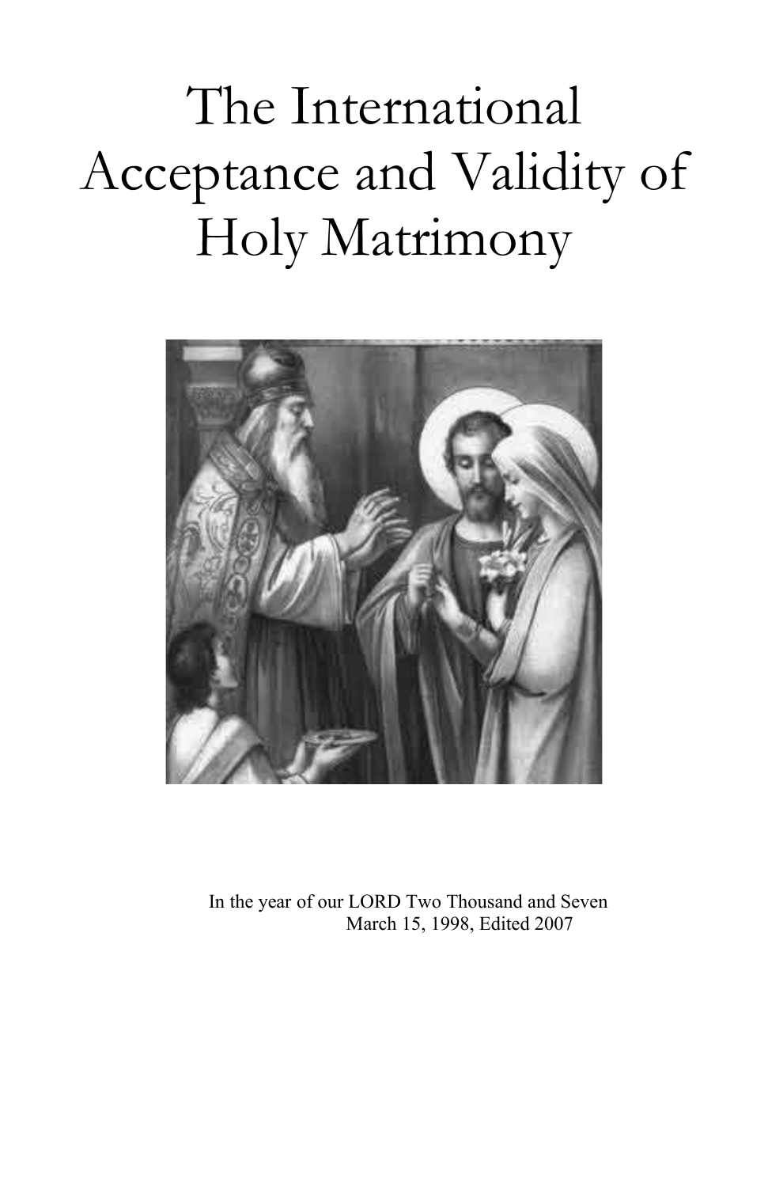# The International Acceptance and Validity of Holy Matrimony

In the year of our LORD Two Thousand and Seven
March 15, 1998, Edited 2007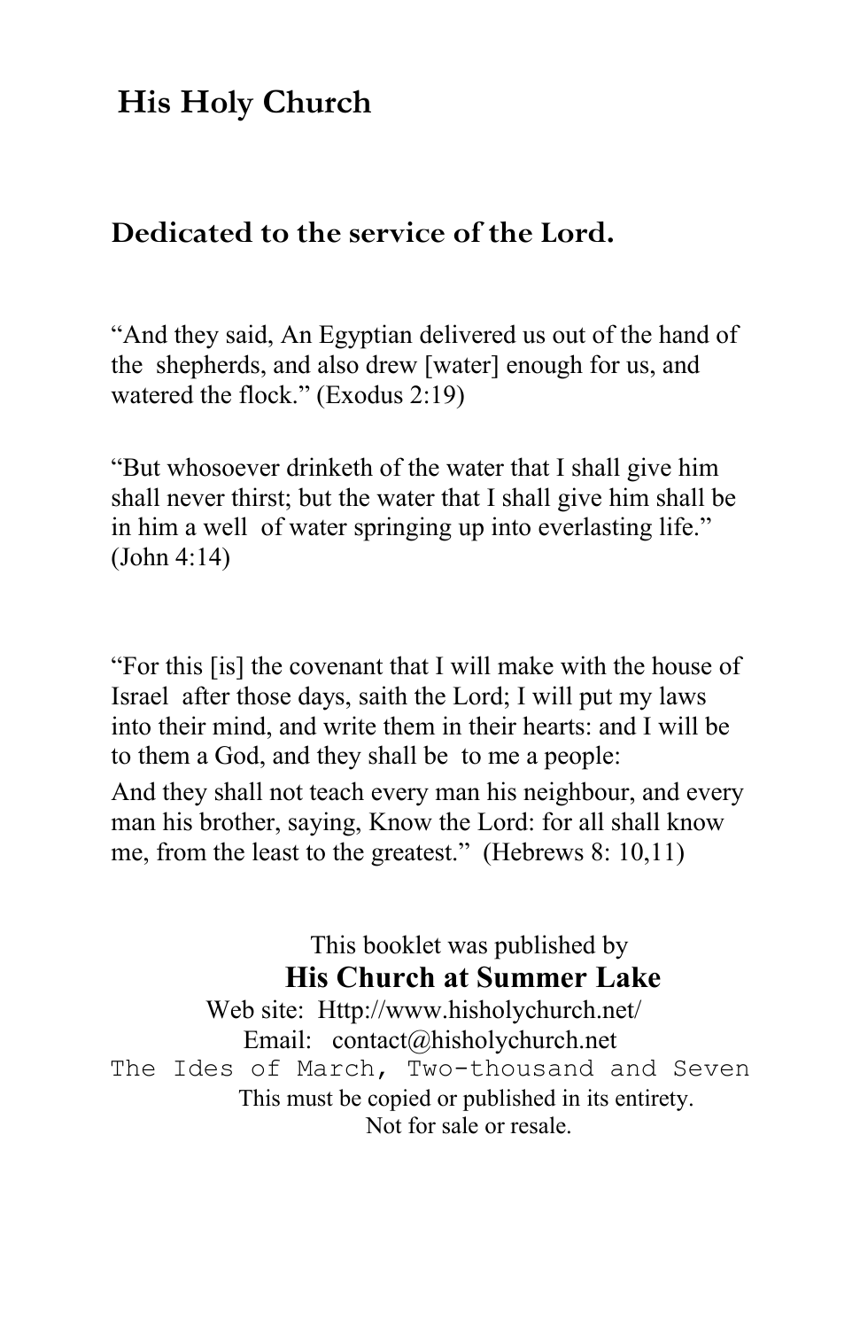# His Holy Church

## Dedicated to the service of the Lord.

"And they said, An Egyptian delivered us out of the hand of the shepherds, and also drew [water] enough for us, and watered the flock." (Exodus 2:19)

"But whosoever drinketh of the water that I shall give him shall never thirst; but the water that I shall give him shall be in him a well of water springing up into everlasting life." (John 4:14)

"For this [is] the covenant that I will make with the house of Israel after those days, saith the Lord; I will put my laws into their mind, and write them in their hearts: and I will be to them a God, and they shall be to me a people:

And they shall not teach every man his neighbour, and every man his brother, saying, Know the Lord: for all shall know me, from the least to the greatest." (Hebrews 8: 10,11)

This booklet was published by

**His Church at Summer Lake**

Web site: Http://www.hisholychurch.net/

Email: contact@hisholychurch.net

The Ides of March, Two-thousand and Seven

This must be copied or published in its entirety.

Not for sale or resale.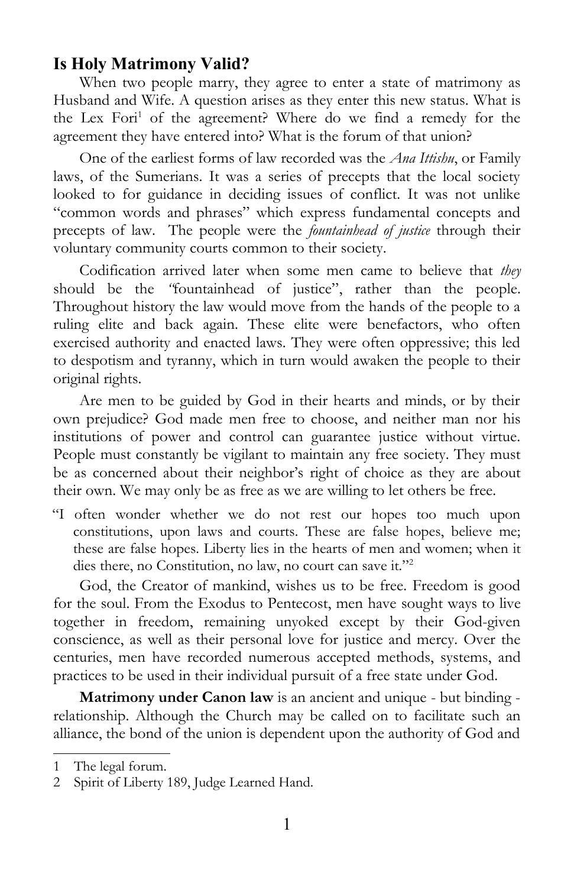## Is Holy Matrimony Valid?

When two people marry, they agree to enter a state of matrimony as Husband and Wife. A question arises as they enter this new status. What is the Lex Fori[1] of the agreement? Where do we find a remedy for the agreement they have entered into? What is the forum of that union?

One of the earliest forms of law recorded was the *Ana Ittishu*, or Family laws, of the Sumerians. It was a series of precepts that the local society looked to for guidance in deciding issues of conflict. It was not unlike "common words and phrases" which express fundamental concepts and precepts of law. The people were the *fountainhead of justice* through their voluntary community courts common to their society.

Codification arrived later when some men came to believe that *they* should be the "fountainhead of justice", rather than the people. Throughout history the law would move from the hands of the people to a ruling elite and back again. These elite were benefactors, who often exercised authority and enacted laws. They were often oppressive; this led to despotism and tyranny, which in turn would awaken the people to their original rights.

Are men to be guided by God in their hearts and minds, or by their own prejudice? God made men free to choose, and neither man nor his institutions of power and control can guarantee justice without virtue. People must constantly be vigilant to maintain any free society. They must be as concerned about their neighbor's right of choice as they are about their own. We may only be as free as we are willing to let others be free.

> "I often wonder whether we do not rest our hopes too much upon constitutions, upon laws and courts. These are false hopes, believe me; these are false hopes. Liberty lies in the hearts of men and women; when it dies there, no Constitution, no law, no court can save it."[2]

God, the Creator of mankind, wishes us to be free. Freedom is good for the soul. From the Exodus to Pentecost, men have sought ways to live together in freedom, remaining unyoked except by their God-given conscience, as well as their personal love for justice and mercy. Over the centuries, men have recorded numerous accepted methods, systems, and practices to be used in their individual pursuit of a free state under God.

**Matrimony under Canon law** is an ancient and unique - but binding - relationship. Although the Church may be called on to facilitate such an alliance, the bond of the union is dependent upon the authority of God and

---

1 The legal forum.

2 Spirit of Liberty 189, Judge Learned Hand.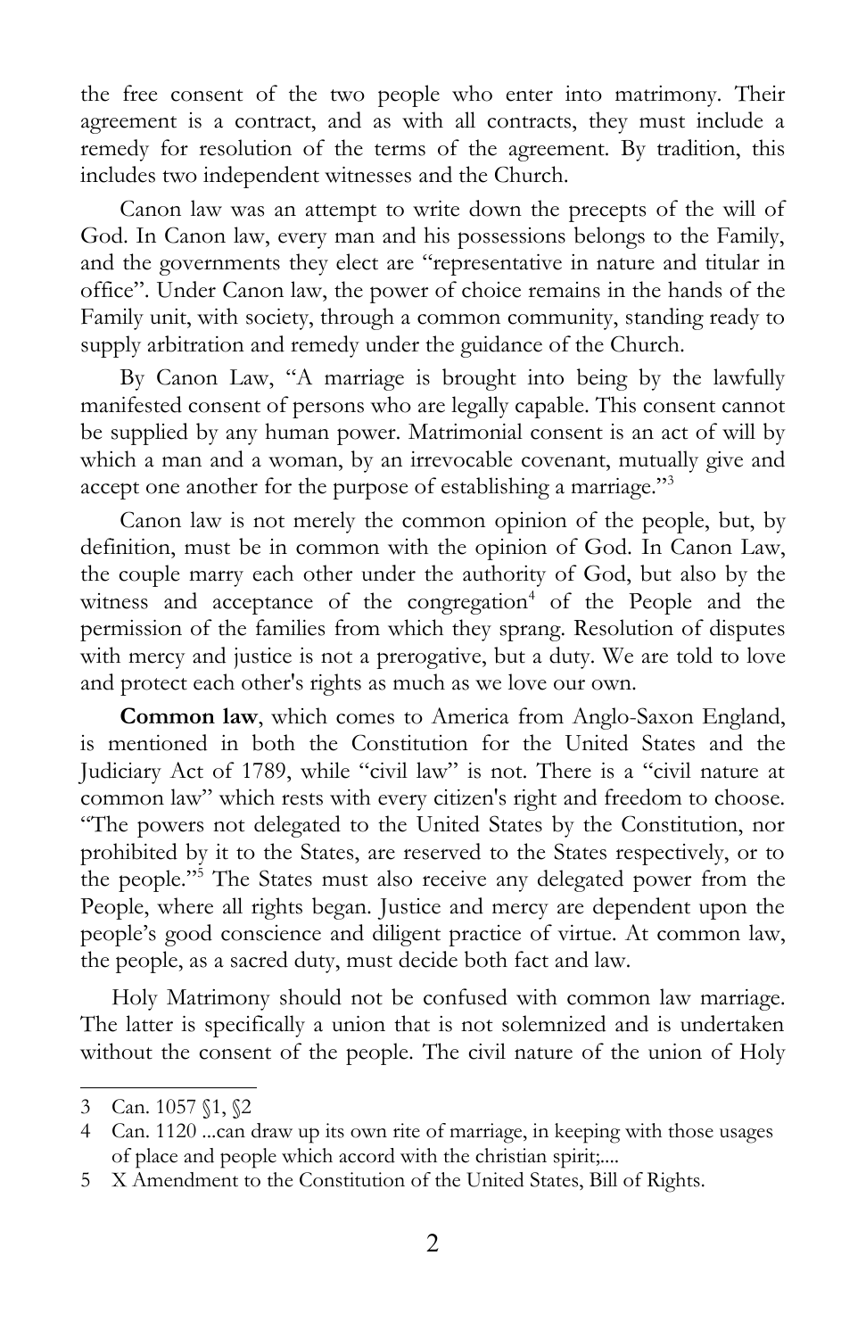the free consent of the two people who enter into matrimony. Their agreement is a contract, and as with all contracts, they must include a remedy for resolution of the terms of the agreement. By tradition, this includes two independent witnesses and the Church.

Canon law was an attempt to write down the precepts of the will of God. In Canon law, every man and his possessions belongs to the Family, and the governments they elect are "representative in nature and titular in office". Under Canon law, the power of choice remains in the hands of the Family unit, with society, through a common community, standing ready to supply arbitration and remedy under the guidance of the Church.

By Canon Law, "A marriage is brought into being by the lawfully manifested consent of persons who are legally capable. This consent cannot be supplied by any human power. Matrimonial consent is an act of will by which a man and a woman, by an irrevocable covenant, mutually give and accept one another for the purpose of establishing a marriage."[3]

Canon law is not merely the common opinion of the people, but, by definition, must be in common with the opinion of God. In Canon Law, the couple marry each other under the authority of God, but also by the witness and acceptance of the congregation[4] of the People and the permission of the families from which they sprang. Resolution of disputes with mercy and justice is not a prerogative, but a duty. We are told to love and protect each other's rights as much as we love our own.

**Common law**, which comes to America from Anglo-Saxon England, is mentioned in both the Constitution for the United States and the Judiciary Act of 1789, while "civil law" is not. There is a "civil nature at common law" which rests with every citizen's right and freedom to choose. "The powers not delegated to the United States by the Constitution, nor prohibited by it to the States, are reserved to the States respectively, or to the people."[5] The States must also receive any delegated power from the People, where all rights began. Justice and mercy are dependent upon the people's good conscience and diligent practice of virtue. At common law, the people, as a sacred duty, must decide both fact and law.

Holy Matrimony should not be confused with common law marriage. The latter is specifically a union that is not solemnized and is undertaken without the consent of the people. The civil nature of the union of Holy

---

3 Can. 1057 §1, §2

4 Can. 1120 ...can draw up its own rite of marriage, in keeping with those usages of place and people which accord with the christian spirit;....

5 X Amendment to the Constitution of the United States, Bill of Rights.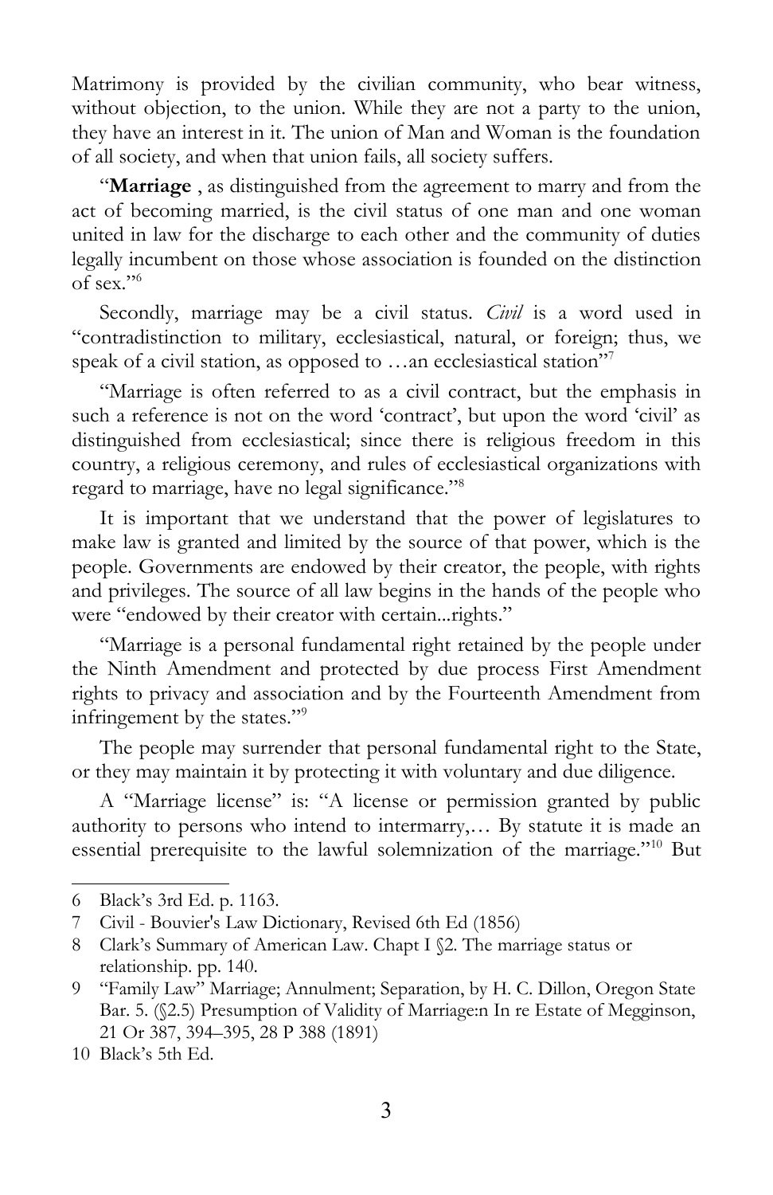Matrimony is provided by the civilian community, who bear witness, without objection, to the union. While they are not a party to the union, they have an interest in it. The union of Man and Woman is the foundation of all society, and when that union fails, all society suffers.

"**Marriage** , as distinguished from the agreement to marry and from the act of becoming married, is the civil status of one man and one woman united in law for the discharge to each other and the community of duties legally incumbent on those whose association is founded on the distinction of sex."[6]

Secondly, marriage may be a civil status. *Civil* is a word used in "contradistinction to military, ecclesiastical, natural, or foreign; thus, we speak of a civil station, as opposed to …an ecclesiastical station"[7]

"Marriage is often referred to as a civil contract, but the emphasis in such a reference is not on the word 'contract', but upon the word 'civil' as distinguished from ecclesiastical; since there is religious freedom in this country, a religious ceremony, and rules of ecclesiastical organizations with regard to marriage, have no legal significance."[8]

It is important that we understand that the power of legislatures to make law is granted and limited by the source of that power, which is the people. Governments are endowed by their creator, the people, with rights and privileges. The source of all law begins in the hands of the people who were "endowed by their creator with certain...rights."

"Marriage is a personal fundamental right retained by the people under the Ninth Amendment and protected by due process First Amendment rights to privacy and association and by the Fourteenth Amendment from infringement by the states."[9]

The people may surrender that personal fundamental right to the State, or they may maintain it by protecting it with voluntary and due diligence.

A "Marriage license" is: "A license or permission granted by public authority to persons who intend to intermarry,… By statute it is made an essential prerequisite to the lawful solemnization of the marriage."[10] But

---

6 Black's 3rd Ed. p. 1163.

7 Civil - Bouvier's Law Dictionary, Revised 6th Ed (1856)

8 Clark's Summary of American Law. Chapt I §2. The marriage status or relationship. pp. 140.

9 "Family Law" Marriage; Annulment; Separation, by H. C. Dillon, Oregon State Bar. 5. (§2.5) Presumption of Validity of Marriage:n In re Estate of Megginson, 21 Or 387, 394–395, 28 P 388 (1891)

10 Black's 5th Ed.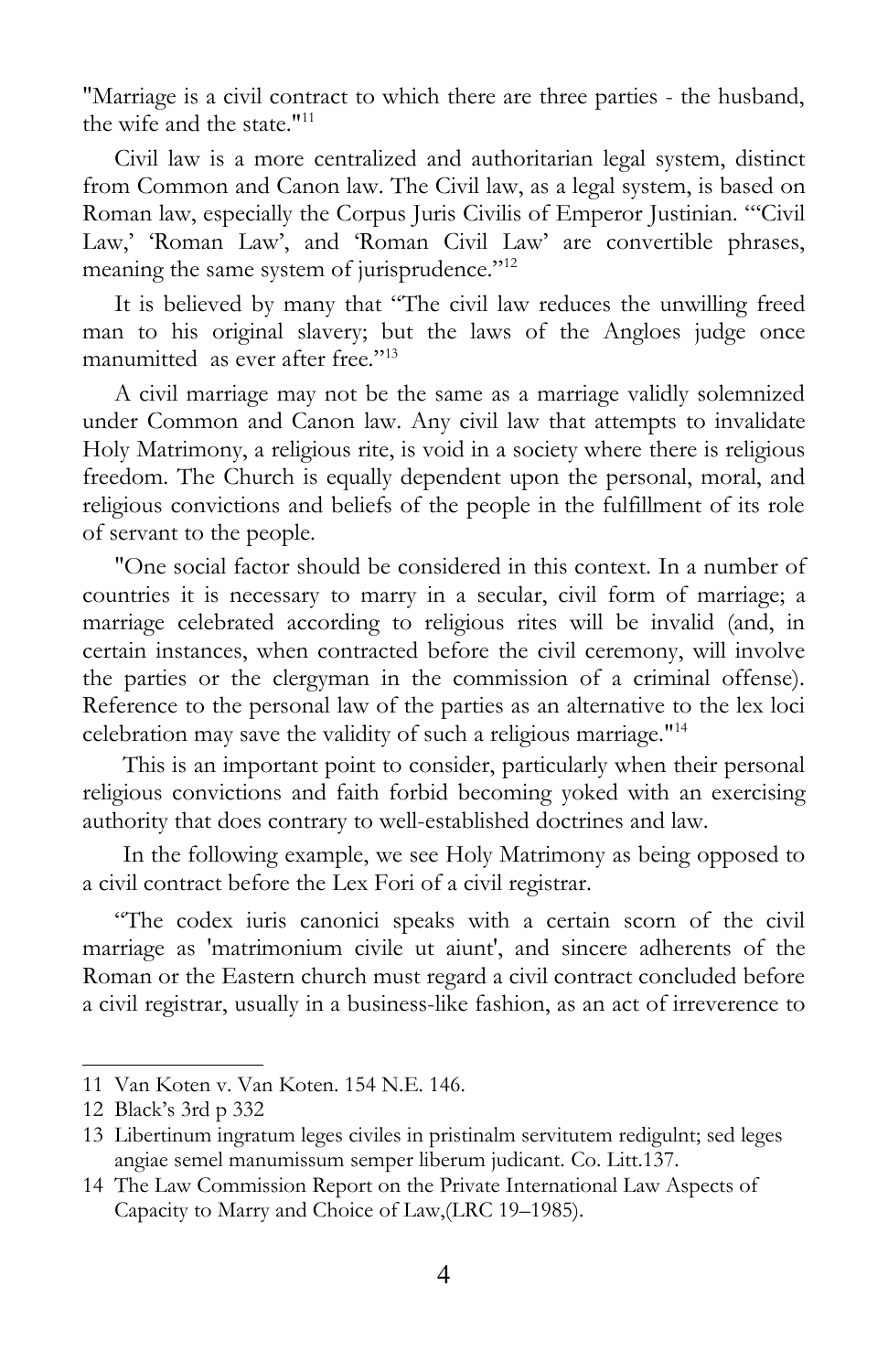"Marriage is a civil contract to which there are three parties - the husband, the wife and the state."[11]

Civil law is a more centralized and authoritarian legal system, distinct from Common and Canon law. The Civil law, as a legal system, is based on Roman law, especially the Corpus Juris Civilis of Emperor Justinian. "'Civil Law,' 'Roman Law', and 'Roman Civil Law' are convertible phrases, meaning the same system of jurisprudence."[12]

It is believed by many that "The civil law reduces the unwilling freed man to his original slavery; but the laws of the Angloes judge once manumitted as ever after free."[13]

A civil marriage may not be the same as a marriage validly solemnized under Common and Canon law. Any civil law that attempts to invalidate Holy Matrimony, a religious rite, is void in a society where there is religious freedom. The Church is equally dependent upon the personal, moral, and religious convictions and beliefs of the people in the fulfillment of its role of servant to the people.

"One social factor should be considered in this context. In a number of countries it is necessary to marry in a secular, civil form of marriage; a marriage celebrated according to religious rites will be invalid (and, in certain instances, when contracted before the civil ceremony, will involve the parties or the clergyman in the commission of a criminal offense). Reference to the personal law of the parties as an alternative to the lex loci celebration may save the validity of such a religious marriage."[14]

This is an important point to consider, particularly when their personal religious convictions and faith forbid becoming yoked with an exercising authority that does contrary to well-established doctrines and law.

In the following example, we see Holy Matrimony as being opposed to a civil contract before the Lex Fori of a civil registrar.

"The codex iuris canonici speaks with a certain scorn of the civil marriage as 'matrimonium civile ut aiunt', and sincere adherents of the Roman or the Eastern church must regard a civil contract concluded before a civil registrar, usually in a business-like fashion, as an act of irreverence to

---

11 Van Koten v. Van Koten. 154 N.E. 146.

12 Black's 3rd p 332

13 Libertinum ingratum leges civiles in pristinalm servitutem redigulnt; sed leges angiae semel manumissum semper liberum judicant. Co. Litt.137.

14 The Law Commission Report on the Private International Law Aspects of Capacity to Marry and Choice of Law,(LRC 19–1985).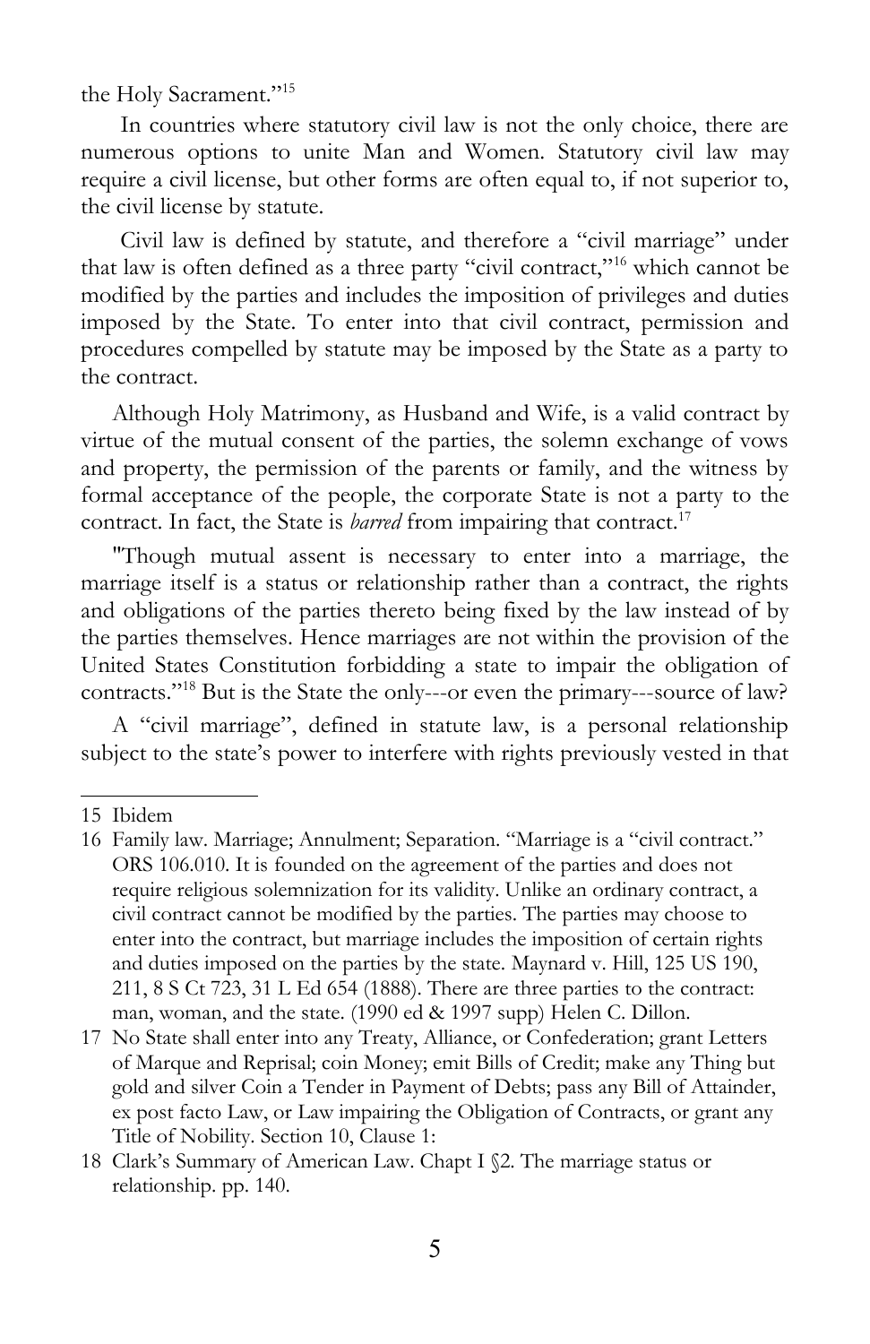the Holy Sacrament."[15]

In countries where statutory civil law is not the only choice, there are numerous options to unite Man and Women. Statutory civil law may require a civil license, but other forms are often equal to, if not superior to, the civil license by statute.

Civil law is defined by statute, and therefore a "civil marriage" under that law is often defined as a three party "civil contract,"[16] which cannot be modified by the parties and includes the imposition of privileges and duties imposed by the State. To enter into that civil contract, permission and procedures compelled by statute may be imposed by the State as a party to the contract.

Although Holy Matrimony, as Husband and Wife, is a valid contract by virtue of the mutual consent of the parties, the solemn exchange of vows and property, the permission of the parents or family, and the witness by formal acceptance of the people, the corporate State is not a party to the contract. In fact, the State is *barred* from impairing that contract.[17]

"Though mutual assent is necessary to enter into a marriage, the marriage itself is a status or relationship rather than a contract, the rights and obligations of the parties thereto being fixed by the law instead of by the parties themselves. Hence marriages are not within the provision of the United States Constitution forbidding a state to impair the obligation of contracts."[18] But is the State the only---or even the primary---source of law?

A "civil marriage", defined in statute law, is a personal relationship subject to the state's power to interfere with rights previously vested in that

---

15 Ibidem

16 Family law. Marriage; Annulment; Separation. "Marriage is a "civil contract." ORS 106.010. It is founded on the agreement of the parties and does not require religious solemnization for its validity. Unlike an ordinary contract, a civil contract cannot be modified by the parties. The parties may choose to enter into the contract, but marriage includes the imposition of certain rights and duties imposed on the parties by the state. Maynard v. Hill, 125 US 190, 211, 8 S Ct 723, 31 L Ed 654 (1888). There are three parties to the contract: man, woman, and the state. (1990 ed & 1997 supp) Helen C. Dillon.

17 No State shall enter into any Treaty, Alliance, or Confederation; grant Letters of Marque and Reprisal; coin Money; emit Bills of Credit; make any Thing but gold and silver Coin a Tender in Payment of Debts; pass any Bill of Attainder, ex post facto Law, or Law impairing the Obligation of Contracts, or grant any Title of Nobility. Section 10, Clause 1:

18 Clark's Summary of American Law. Chapt I §2. The marriage status or relationship. pp. 140.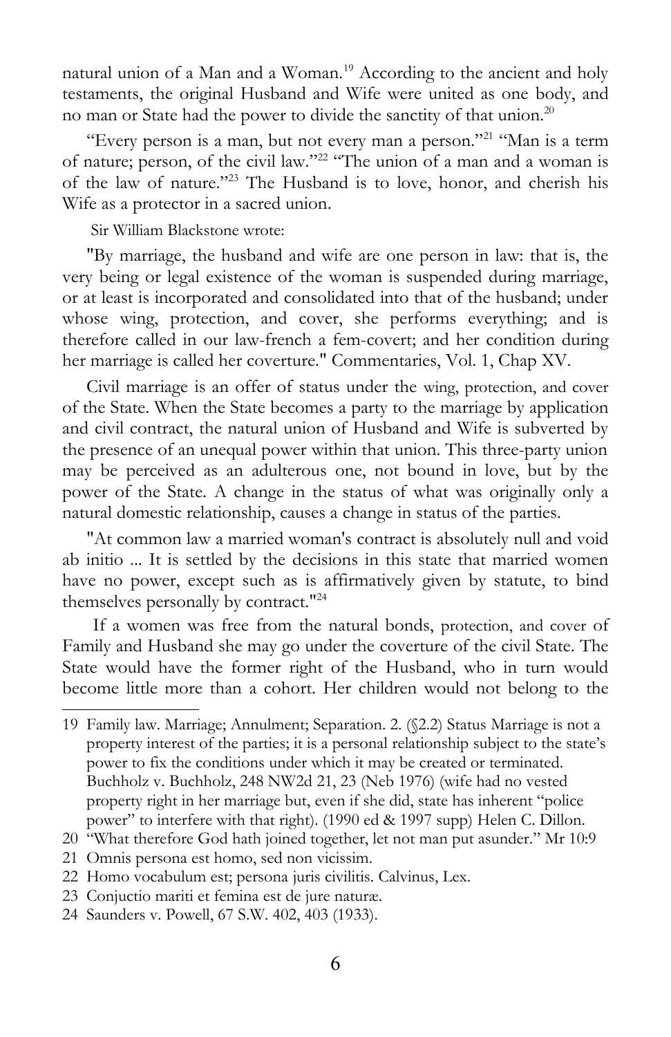natural union of a Man and a Woman.[19] According to the ancient and holy testaments, the original Husband and Wife were united as one body, and no man or State had the power to divide the sanctity of that union.[20]

"Every person is a man, but not every man a person."[21] "Man is a term of nature; person, of the civil law."[22] "The union of a man and a woman is of the law of nature."[23] The Husband is to love, honor, and cherish his Wife as a protector in a sacred union.

Sir William Blackstone wrote:

"By marriage, the husband and wife are one person in law: that is, the very being or legal existence of the woman is suspended during marriage, or at least is incorporated and consolidated into that of the husband; under whose wing, protection, and cover, she performs everything; and is therefore called in our law-french a fem-covert; and her condition during her marriage is called her coverture." Commentaries, Vol. 1, Chap XV.

Civil marriage is an offer of status under the wing, protection, and cover of the State. When the State becomes a party to the marriage by application and civil contract, the natural union of Husband and Wife is subverted by the presence of an unequal power within that union. This three-party union may be perceived as an adulterous one, not bound in love, but by the power of the State. A change in the status of what was originally only a natural domestic relationship, causes a change in status of the parties.

"At common law a married woman's contract is absolutely null and void ab initio ... It is settled by the decisions in this state that married women have no power, except such as is affirmatively given by statute, to bind themselves personally by contract."[24]

If a women was free from the natural bonds, protection, and cover of Family and Husband she may go under the coverture of the civil State. The State would have the former right of the Husband, who in turn would become little more than a cohort. Her children would not belong to the

---

19 Family law. Marriage; Annulment; Separation. 2. (§2.2) Status Marriage is not a property interest of the parties; it is a personal relationship subject to the state's power to fix the conditions under which it may be created or terminated. Buchholz v. Buchholz, 248 NW2d 21, 23 (Neb 1976) (wife had no vested property right in her marriage but, even if she did, state has inherent "police power" to interfere with that right). (1990 ed & 1997 supp) Helen C. Dillon.

20 "What therefore God hath joined together, let not man put asunder." Mr 10:9

21 Omnis persona est homo, sed non vicissim.

22 Homo vocabulum est; persona juris civilitis. Calvinus, Lex.

23 Conjuctio mariti et femina est de jure naturæ.

24 Saunders v. Powell, 67 S.W. 402, 403 (1933).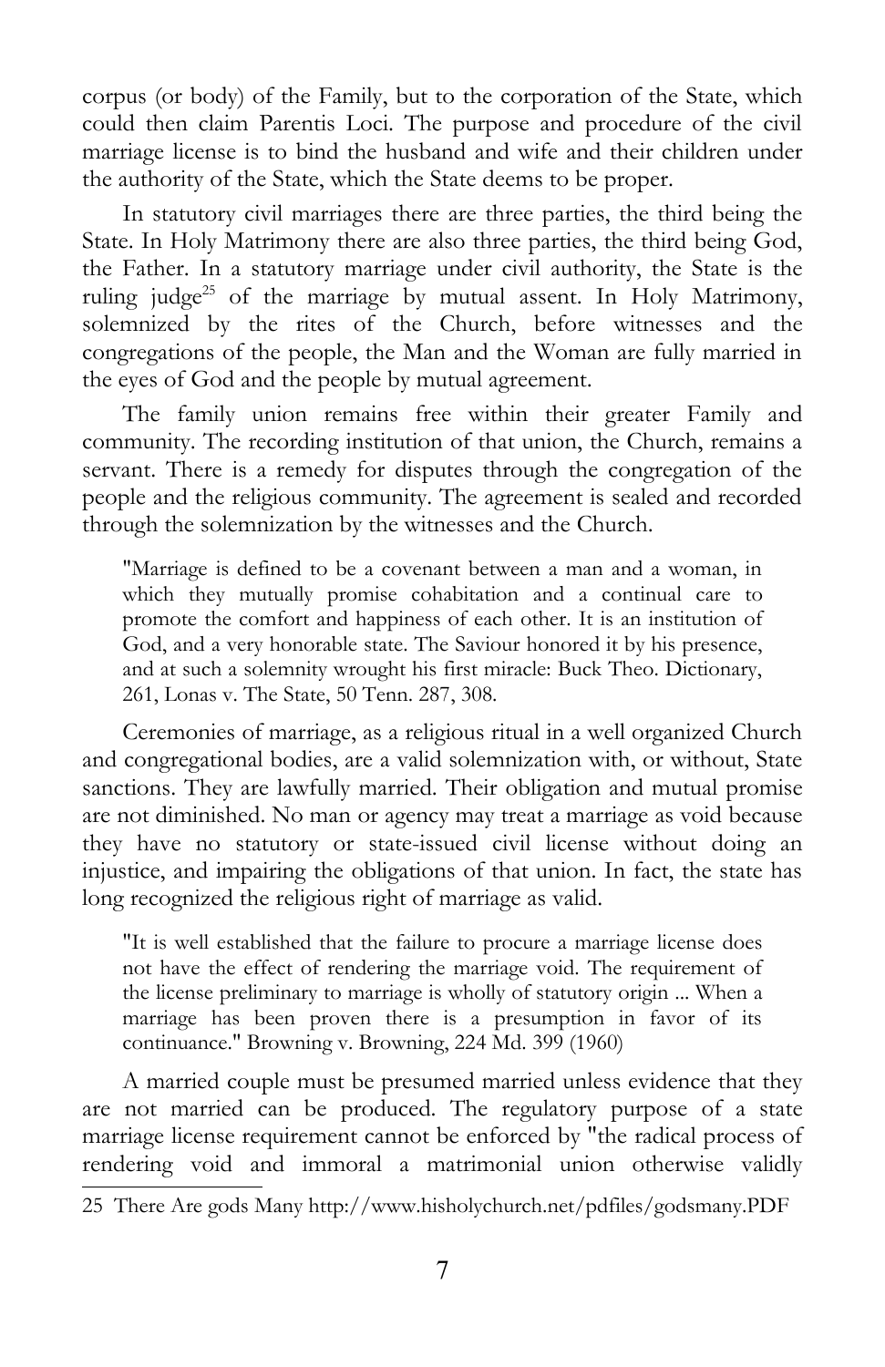corpus (or body) of the Family, but to the corporation of the State, which could then claim Parentis Loci. The purpose and procedure of the civil marriage license is to bind the husband and wife and their children under the authority of the State, which the State deems to be proper.

In statutory civil marriages there are three parties, the third being the State. In Holy Matrimony there are also three parties, the third being God, the Father. In a statutory marriage under civil authority, the State is the ruling judge[25] of the marriage by mutual assent. In Holy Matrimony, solemnized by the rites of the Church, before witnesses and the congregations of the people, the Man and the Woman are fully married in the eyes of God and the people by mutual agreement.

The family union remains free within their greater Family and community. The recording institution of that union, the Church, remains a servant. There is a remedy for disputes through the congregation of the people and the religious community. The agreement is sealed and recorded through the solemnization by the witnesses and the Church.

> "Marriage is defined to be a covenant between a man and a woman, in which they mutually promise cohabitation and a continual care to promote the comfort and happiness of each other. It is an institution of God, and a very honorable state. The Saviour honored it by his presence, and at such a solemnity wrought his first miracle: Buck Theo. Dictionary, 261, Lonas v. The State, 50 Tenn. 287, 308.

Ceremonies of marriage, as a religious ritual in a well organized Church and congregational bodies, are a valid solemnization with, or without, State sanctions. They are lawfully married. Their obligation and mutual promise are not diminished. No man or agency may treat a marriage as void because they have no statutory or state-issued civil license without doing an injustice, and impairing the obligations of that union. In fact, the state has long recognized the religious right of marriage as valid.

> "It is well established that the failure to procure a marriage license does not have the effect of rendering the marriage void. The requirement of the license preliminary to marriage is wholly of statutory origin ... When a marriage has been proven there is a presumption in favor of its continuance." Browning v. Browning, 224 Md. 399 (1960)

A married couple must be presumed married unless evidence that they are not married can be produced. The regulatory purpose of a state marriage license requirement cannot be enforced by "the radical process of rendering void and immoral a matrimonial union otherwise validly

---

25 There Are gods Many http://www.hisholychurch.net/pdfiles/godsmany.PDF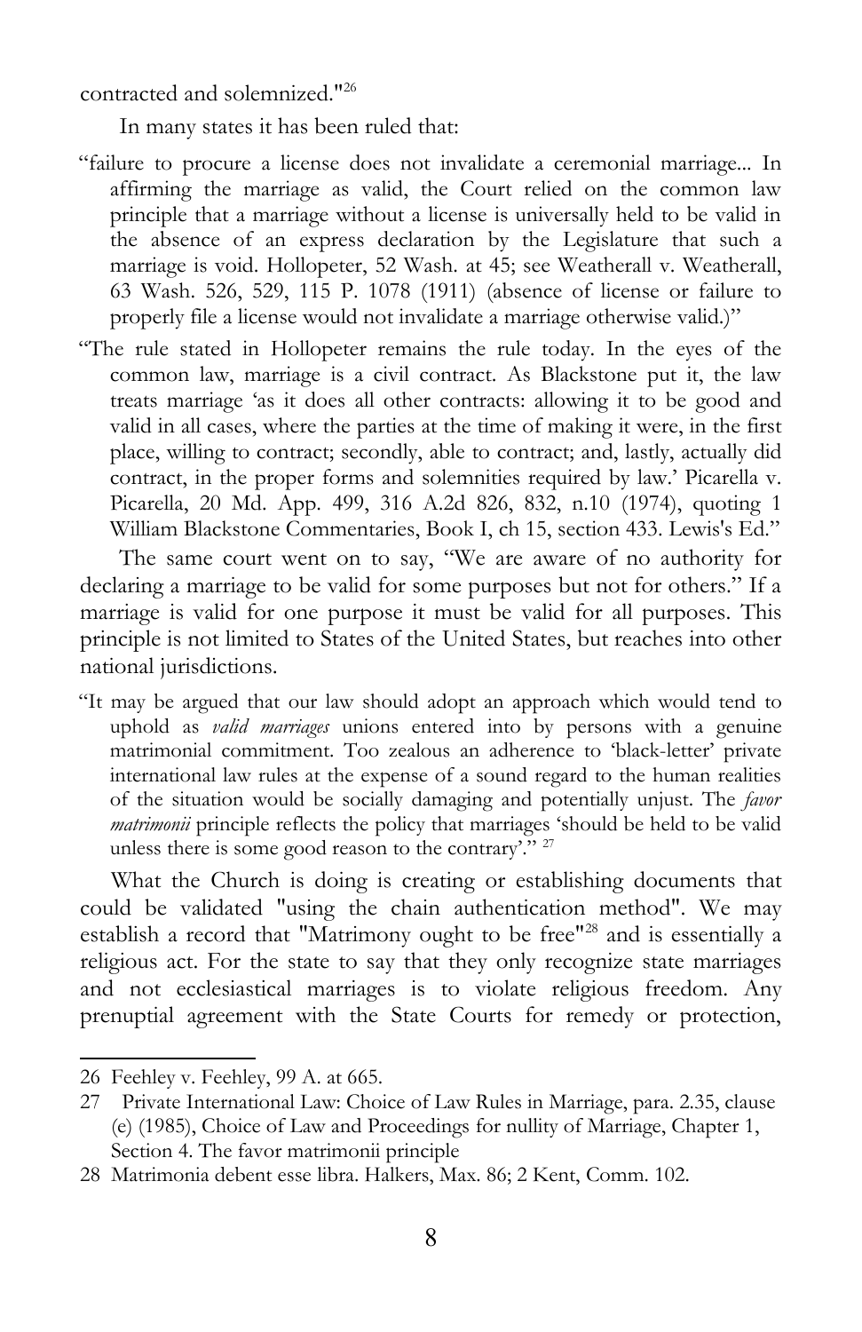contracted and solemnized."[26]

In many states it has been ruled that:

> "failure to procure a license does not invalidate a ceremonial marriage... In affirming the marriage as valid, the Court relied on the common law principle that a marriage without a license is universally held to be valid in the absence of an express declaration by the Legislature that such a marriage is void. Hollopeter, 52 Wash. at 45; see Weatherall v. Weatherall, 63 Wash. 526, 529, 115 P. 1078 (1911) (absence of license or failure to properly file a license would not invalidate a marriage otherwise valid.)"

> "The rule stated in Hollopeter remains the rule today. In the eyes of the common law, marriage is a civil contract. As Blackstone put it, the law treats marriage 'as it does all other contracts: allowing it to be good and valid in all cases, where the parties at the time of making it were, in the first place, willing to contract; secondly, able to contract; and, lastly, actually did contract, in the proper forms and solemnities required by law.' Picarella v. Picarella, 20 Md. App. 499, 316 A.2d 826, 832, n.10 (1974), quoting 1 William Blackstone Commentaries, Book I, ch 15, section 433. Lewis's Ed."

The same court went on to say, "We are aware of no authority for declaring a marriage to be valid for some purposes but not for others." If a marriage is valid for one purpose it must be valid for all purposes. This principle is not limited to States of the United States, but reaches into other national jurisdictions.

> "It may be argued that our law should adopt an approach which would tend to uphold as *valid marriages* unions entered into by persons with a genuine matrimonial commitment. Too zealous an adherence to 'black-letter' private international law rules at the expense of a sound regard to the human realities of the situation would be socially damaging and potentially unjust. The *favor matrimonii* principle reflects the policy that marriages 'should be held to be valid unless there is some good reason to the contrary'." [27]

What the Church is doing is creating or establishing documents that could be validated "using the chain authentication method". We may establish a record that "Matrimony ought to be free"[28] and is essentially a religious act. For the state to say that they only recognize state marriages and not ecclesiastical marriages is to violate religious freedom. Any prenuptial agreement with the State Courts for remedy or protection,

---

26 Feehley v. Feehley, 99 A. at 665.

27 Private International Law: Choice of Law Rules in Marriage, para. 2.35, clause (e) (1985), Choice of Law and Proceedings for nullity of Marriage, Chapter 1, Section 4. The favor matrimonii principle

28 Matrimonia debent esse libra. Halkers, Max. 86; 2 Kent, Comm. 102.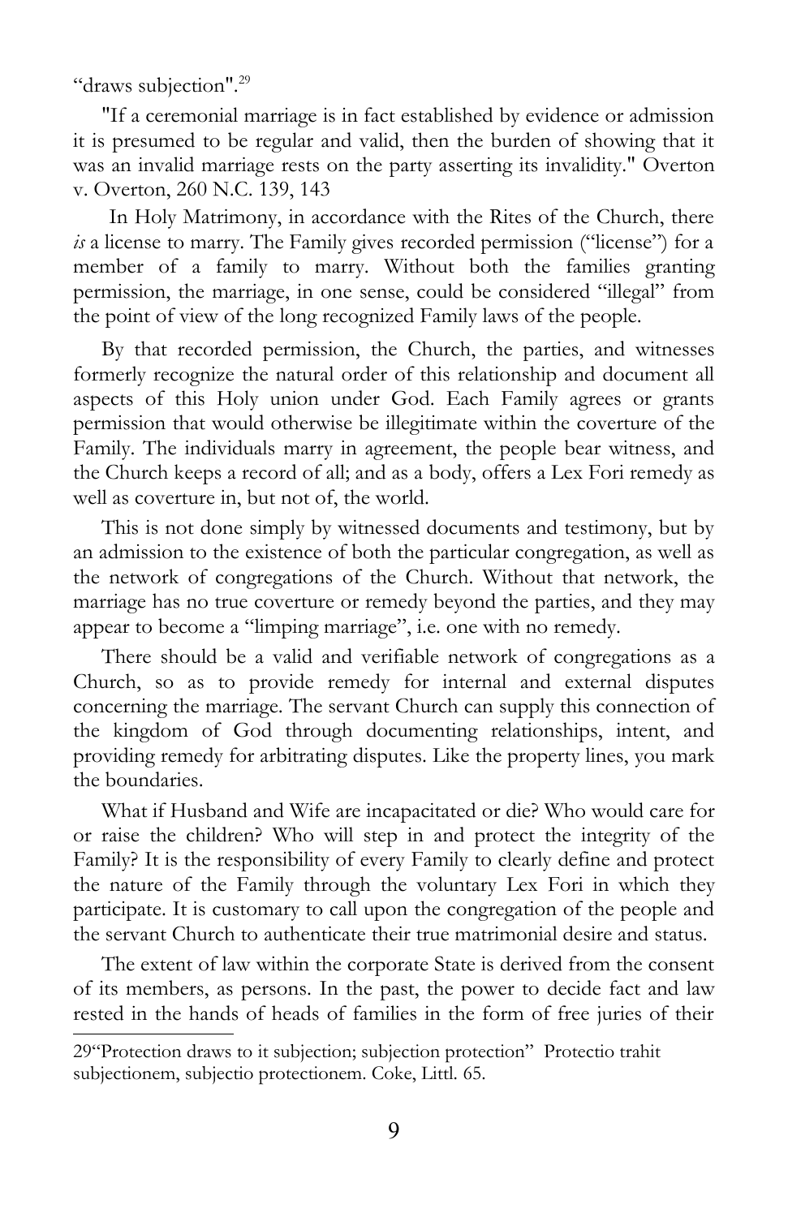"draws subjection".[29]

"If a ceremonial marriage is in fact established by evidence or admission it is presumed to be regular and valid, then the burden of showing that it was an invalid marriage rests on the party asserting its invalidity." Overton v. Overton, 260 N.C. 139, 143

In Holy Matrimony, in accordance with the Rites of the Church, there *is* a license to marry. The Family gives recorded permission ("license") for a member of a family to marry. Without both the families granting permission, the marriage, in one sense, could be considered "illegal" from the point of view of the long recognized Family laws of the people.

By that recorded permission, the Church, the parties, and witnesses formerly recognize the natural order of this relationship and document all aspects of this Holy union under God. Each Family agrees or grants permission that would otherwise be illegitimate within the coverture of the Family. The individuals marry in agreement, the people bear witness, and the Church keeps a record of all; and as a body, offers a Lex Fori remedy as well as coverture in, but not of, the world.

This is not done simply by witnessed documents and testimony, but by an admission to the existence of both the particular congregation, as well as the network of congregations of the Church. Without that network, the marriage has no true coverture or remedy beyond the parties, and they may appear to become a "limping marriage", i.e. one with no remedy.

There should be a valid and verifiable network of congregations as a Church, so as to provide remedy for internal and external disputes concerning the marriage. The servant Church can supply this connection of the kingdom of God through documenting relationships, intent, and providing remedy for arbitrating disputes. Like the property lines, you mark the boundaries.

What if Husband and Wife are incapacitated or die? Who would care for or raise the children? Who will step in and protect the integrity of the Family? It is the responsibility of every Family to clearly define and protect the nature of the Family through the voluntary Lex Fori in which they participate. It is customary to call upon the congregation of the people and the servant Church to authenticate their true matrimonial desire and status.

The extent of law within the corporate State is derived from the consent of its members, as persons. In the past, the power to decide fact and law rested in the hands of heads of families in the form of free juries of their

---

29"Protection draws to it subjection; subjection protection" Protectio trahit subjectionem, subjectio protectionem. Coke, Littl. 65.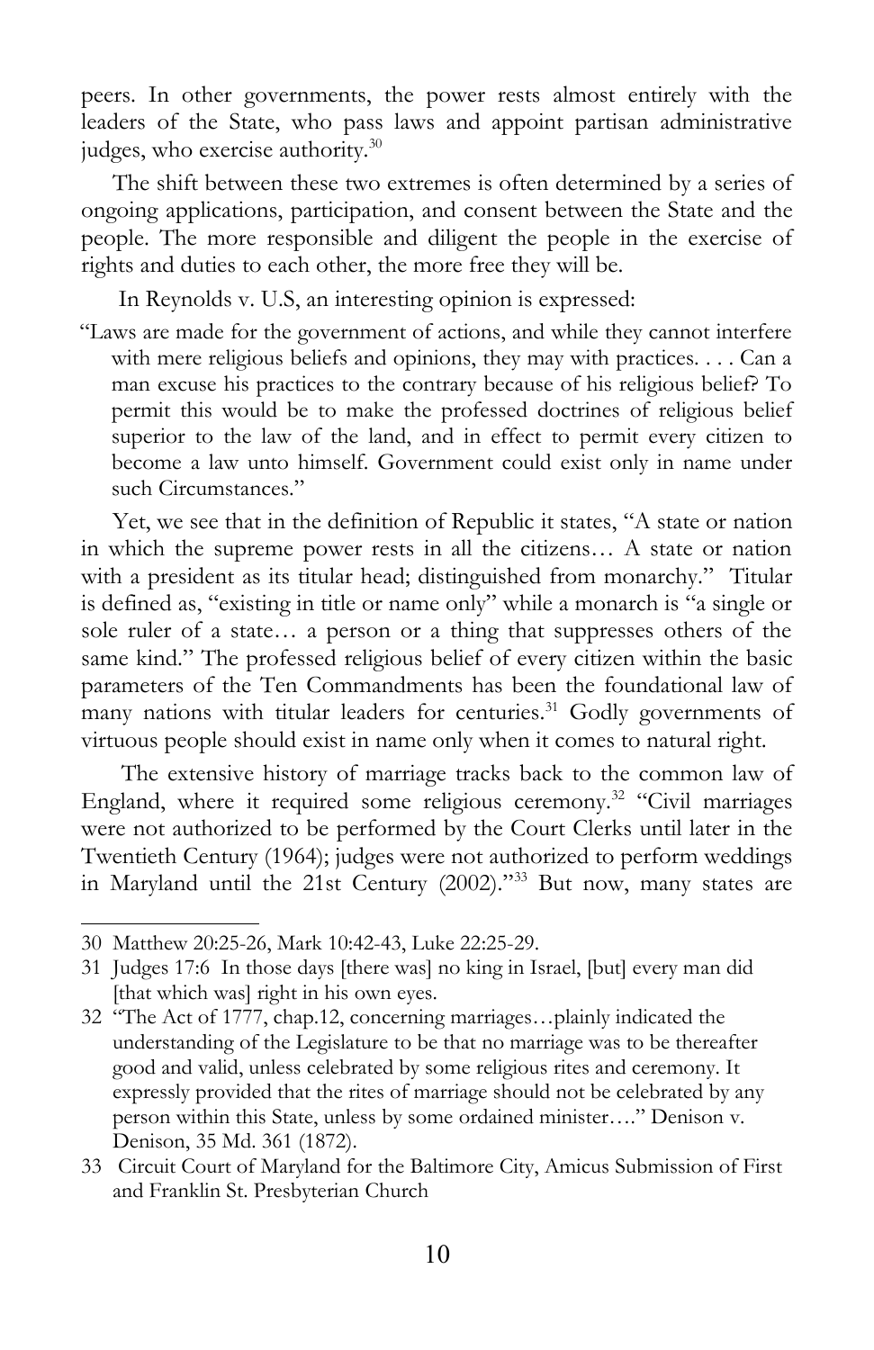peers. In other governments, the power rests almost entirely with the leaders of the State, who pass laws and appoint partisan administrative judges, who exercise authority.[30]

The shift between these two extremes is often determined by a series of ongoing applications, participation, and consent between the State and the people. The more responsible and diligent the people in the exercise of rights and duties to each other, the more free they will be.

In Reynolds v. U.S, an interesting opinion is expressed:

> "Laws are made for the government of actions, and while they cannot interfere with mere religious beliefs and opinions, they may with practices. . . . Can a man excuse his practices to the contrary because of his religious belief? To permit this would be to make the professed doctrines of religious belief superior to the law of the land, and in effect to permit every citizen to become a law unto himself. Government could exist only in name under such Circumstances."

Yet, we see that in the definition of Republic it states, "A state or nation in which the supreme power rests in all the citizens… A state or nation with a president as its titular head; distinguished from monarchy." Titular is defined as, "existing in title or name only" while a monarch is "a single or sole ruler of a state… a person or a thing that suppresses others of the same kind." The professed religious belief of every citizen within the basic parameters of the Ten Commandments has been the foundational law of many nations with titular leaders for centuries.[31] Godly governments of virtuous people should exist in name only when it comes to natural right.

The extensive history of marriage tracks back to the common law of England, where it required some religious ceremony.[32] "Civil marriages were not authorized to be performed by the Court Clerks until later in the Twentieth Century (1964); judges were not authorized to perform weddings in Maryland until the 21st Century (2002)."[33] But now, many states are

---

30 Matthew 20:25-26, Mark 10:42-43, Luke 22:25-29.

31 Judges 17:6 In those days [there was] no king in Israel, [but] every man did [that which was] right in his own eyes.

32 "The Act of 1777, chap.12, concerning marriages…plainly indicated the understanding of the Legislature to be that no marriage was to be thereafter good and valid, unless celebrated by some religious rites and ceremony. It expressly provided that the rites of marriage should not be celebrated by any person within this State, unless by some ordained minister…." Denison v. Denison, 35 Md. 361 (1872).

33 Circuit Court of Maryland for the Baltimore City, Amicus Submission of First and Franklin St. Presbyterian Church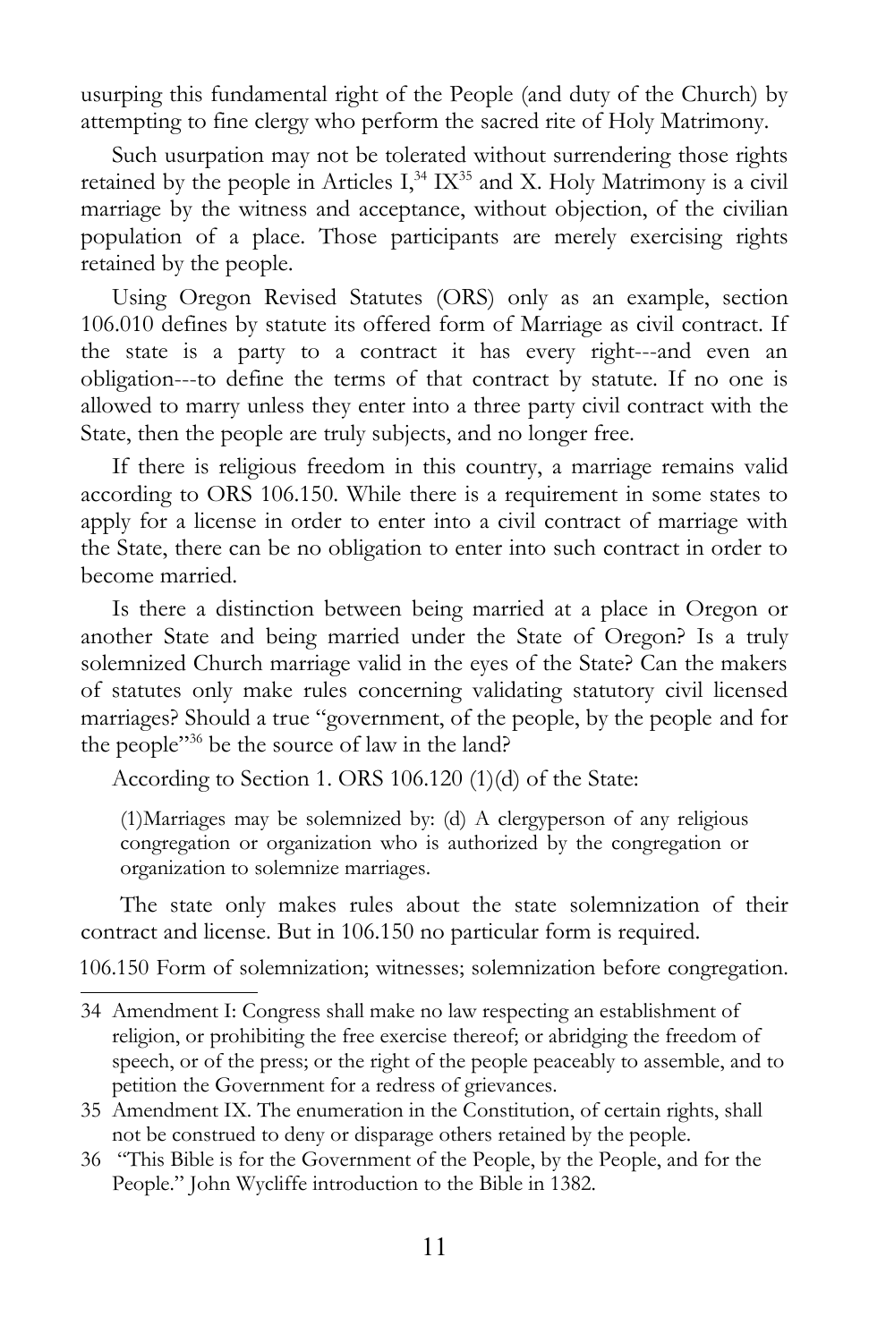usurping this fundamental right of the People (and duty of the Church) by attempting to fine clergy who perform the sacred rite of Holy Matrimony.

Such usurpation may not be tolerated without surrendering those rights retained by the people in Articles I,[34] IX[35] and X. Holy Matrimony is a civil marriage by the witness and acceptance, without objection, of the civilian population of a place. Those participants are merely exercising rights retained by the people.

Using Oregon Revised Statutes (ORS) only as an example, section 106.010 defines by statute its offered form of Marriage as civil contract. If the state is a party to a contract it has every right---and even an obligation---to define the terms of that contract by statute. If no one is allowed to marry unless they enter into a three party civil contract with the State, then the people are truly subjects, and no longer free.

If there is religious freedom in this country, a marriage remains valid according to ORS 106.150. While there is a requirement in some states to apply for a license in order to enter into a civil contract of marriage with the State, there can be no obligation to enter into such contract in order to become married.

Is there a distinction between being married at a place in Oregon or another State and being married under the State of Oregon? Is a truly solemnized Church marriage valid in the eyes of the State? Can the makers of statutes only make rules concerning validating statutory civil licensed marriages? Should a true "government, of the people, by the people and for the people"[36] be the source of law in the land?

According to Section 1. ORS 106.120 (1)(d) of the State:

> (1)Marriages may be solemnized by: (d) A clergyperson of any religious congregation or organization who is authorized by the congregation or organization to solemnize marriages.

The state only makes rules about the state solemnization of their contract and license. But in 106.150 no particular form is required.

106.150 Form of solemnization; witnesses; solemnization before congregation.

---

34 Amendment I: Congress shall make no law respecting an establishment of religion, or prohibiting the free exercise thereof; or abridging the freedom of speech, or of the press; or the right of the people peaceably to assemble, and to petition the Government for a redress of grievances.

35 Amendment IX. The enumeration in the Constitution, of certain rights, shall not be construed to deny or disparage others retained by the people.

36 "This Bible is for the Government of the People, by the People, and for the People." John Wycliffe introduction to the Bible in 1382.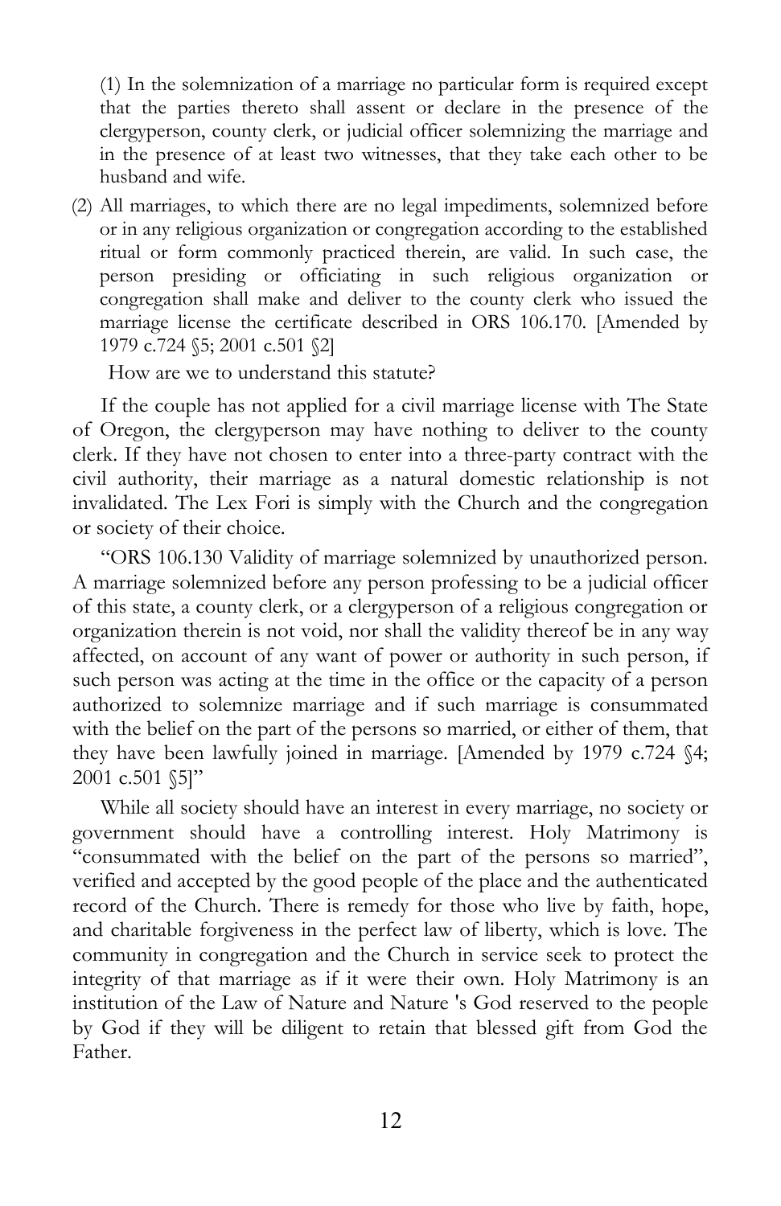(1) In the solemnization of a marriage no particular form is required except that the parties thereto shall assent or declare in the presence of the clergyperson, county clerk, or judicial officer solemnizing the marriage and in the presence of at least two witnesses, that they take each other to be husband and wife.

(2) All marriages, to which there are no legal impediments, solemnized before or in any religious organization or congregation according to the established ritual or form commonly practiced therein, are valid. In such case, the person presiding or officiating in such religious organization or congregation shall make and deliver to the county clerk who issued the marriage license the certificate described in ORS 106.170. [Amended by 1979 c.724 §5; 2001 c.501 §2]

How are we to understand this statute?

If the couple has not applied for a civil marriage license with The State of Oregon, the clergyperson may have nothing to deliver to the county clerk. If they have not chosen to enter into a three-party contract with the civil authority, their marriage as a natural domestic relationship is not invalidated. The Lex Fori is simply with the Church and the congregation or society of their choice.

"ORS 106.130 Validity of marriage solemnized by unauthorized person. A marriage solemnized before any person professing to be a judicial officer of this state, a county clerk, or a clergyperson of a religious congregation or organization therein is not void, nor shall the validity thereof be in any way affected, on account of any want of power or authority in such person, if such person was acting at the time in the office or the capacity of a person authorized to solemnize marriage and if such marriage is consummated with the belief on the part of the persons so married, or either of them, that they have been lawfully joined in marriage. [Amended by 1979 c.724 §4; 2001 c.501 §5]"

While all society should have an interest in every marriage, no society or government should have a controlling interest. Holy Matrimony is "consummated with the belief on the part of the persons so married", verified and accepted by the good people of the place and the authenticated record of the Church. There is remedy for those who live by faith, hope, and charitable forgiveness in the perfect law of liberty, which is love. The community in congregation and the Church in service seek to protect the integrity of that marriage as if it were their own. Holy Matrimony is an institution of the Law of Nature and Nature 's God reserved to the people by God if they will be diligent to retain that blessed gift from God the Father.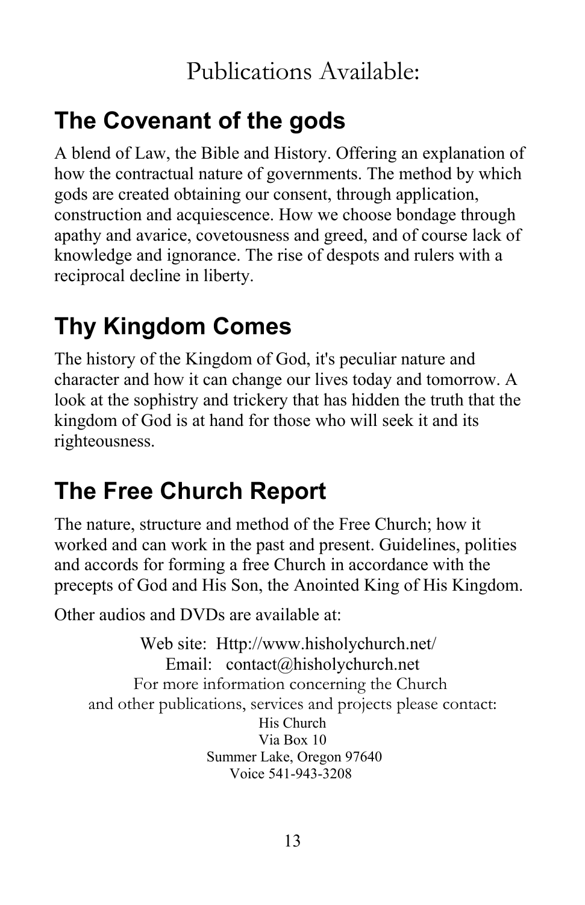# Publications Available:

## The Covenant of the gods

A blend of Law, the Bible and History. Offering an explanation of how the contractual nature of governments. The method by which gods are created obtaining our consent, through application, construction and acquiescence. How we choose bondage through apathy and avarice, covetousness and greed, and of course lack of knowledge and ignorance. The rise of despots and rulers with a reciprocal decline in liberty.

## Thy Kingdom Comes

The history of the Kingdom of God, it's peculiar nature and character and how it can change our lives today and tomorrow. A look at the sophistry and trickery that has hidden the truth that the kingdom of God is at hand for those who will seek it and its righteousness.

## The Free Church Report

The nature, structure and method of the Free Church; how it worked and can work in the past and present. Guidelines, polities and accords for forming a free Church in accordance with the precepts of God and His Son, the Anointed King of His Kingdom.

Other audios and DVDs are available at:

Web site: Http://www.hisholychurch.net/
Email: contact@hisholychurch.net
For more information concerning the Church
and other publications, services and projects please contact:
His Church
Via Box 10
Summer Lake, Oregon 97640
Voice 541-943-3208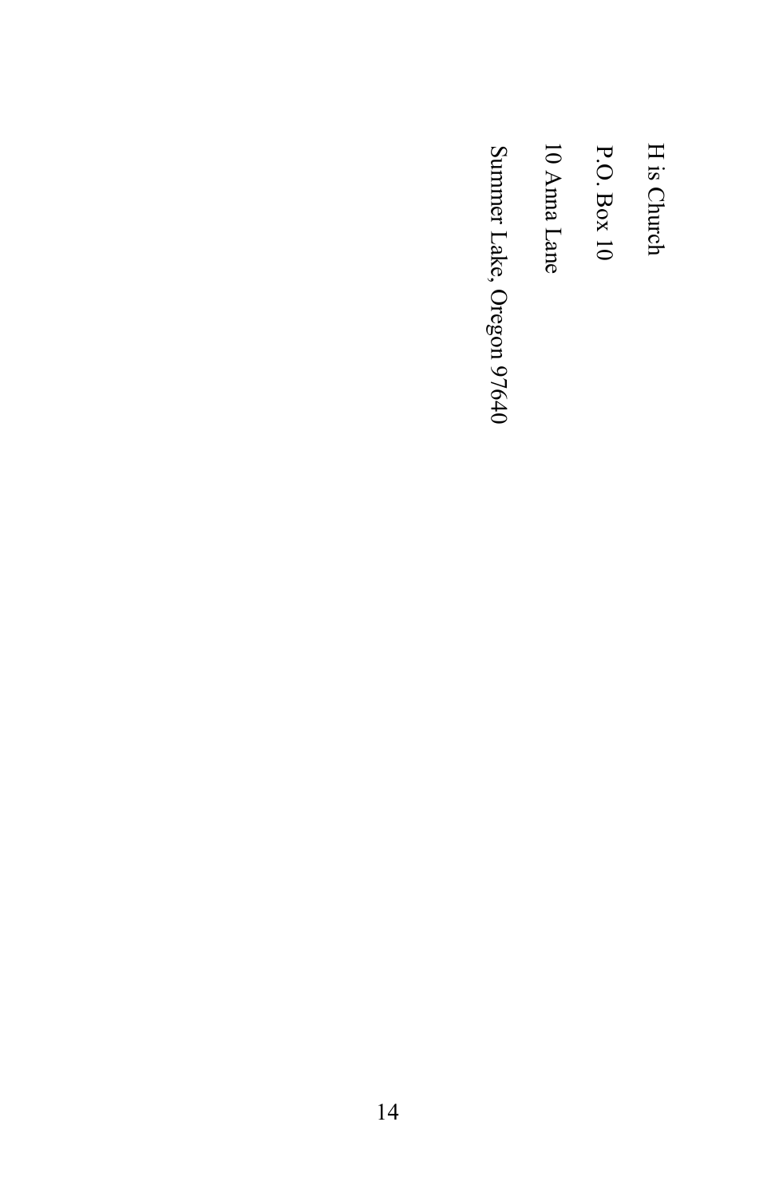H is Church

P.O. Box 10

10 Anna Lane

Summer Lake, Oregon 97640